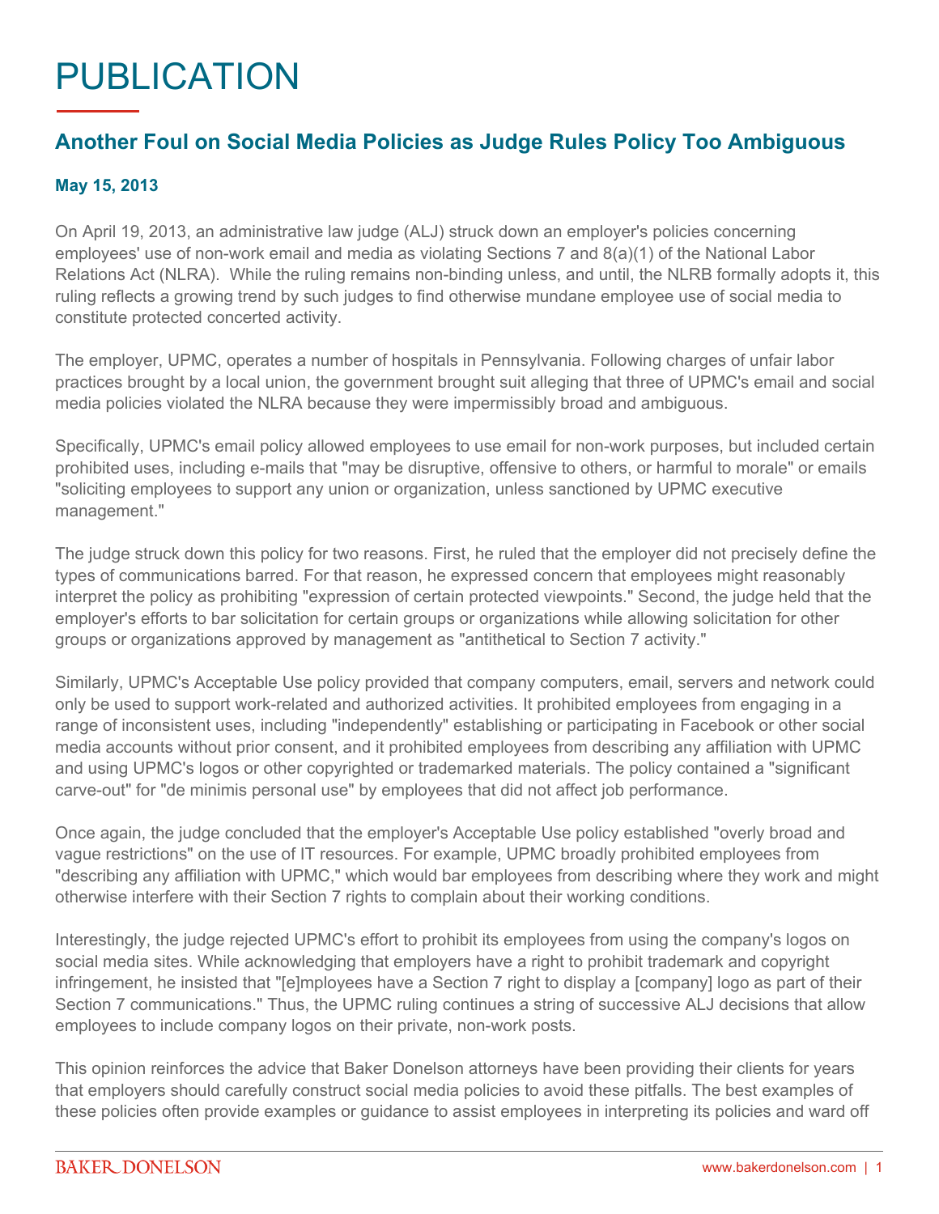# PUBLICATION

## Another Foul on Social Media Policies as Judge Rules Policy Too Ambiguous

**May 15, 2013**

On April 19, 2013, an administrative law judge (ALJ) struck down an employer's policies concerning employees' use of non-work email and media as violating Sections 7 and 8(a)(1) of the National Labor Relations Act (NLRA). While the ruling remains non-binding unless, and until, the NLRB formally adopts it, this ruling reflects a growing trend by such judges to find otherwise mundane employee use of social media to constitute protected concerted activity.

The employer, UPMC, operates a number of hospitals in Pennsylvania. Following charges of unfair labor practices brought by a local union, the government brought suit alleging that three of UPMC's email and social media policies violated the NLRA because they were impermissibly broad and ambiguous.

Specifically, UPMC's email policy allowed employees to use email for non-work purposes, but included certain prohibited uses, including e-mails that "may be disruptive, offensive to others, or harmful to morale" or emails "soliciting employees to support any union or organization, unless sanctioned by UPMC executive management."

The judge struck down this policy for two reasons. First, he ruled that the employer did not precisely define the types of communications barred. For that reason, he expressed concern that employees might reasonably interpret the policy as prohibiting "expression of certain protected viewpoints." Second, the judge held that the employer's efforts to bar solicitation for certain groups or organizations while allowing solicitation for other groups or organizations approved by management as "antithetical to Section 7 activity."

Similarly, UPMC's Acceptable Use policy provided that company computers, email, servers and network could only be used to support work-related and authorized activities. It prohibited employees from engaging in a range of inconsistent uses, including "independently" establishing or participating in Facebook or other social media accounts without prior consent, and it prohibited employees from describing any affiliation with UPMC and using UPMC's logos or other copyrighted or trademarked materials. The policy contained a "significant carve-out" for "de minimis personal use" by employees that did not affect job performance.

Once again, the judge concluded that the employer's Acceptable Use policy established "overly broad and vague restrictions" on the use of IT resources. For example, UPMC broadly prohibited employees from "describing any affiliation with UPMC," which would bar employees from describing where they work and might otherwise interfere with their Section 7 rights to complain about their working conditions.

Interestingly, the judge rejected UPMC's effort to prohibit its employees from using the company's logos on social media sites. While acknowledging that employers have a right to prohibit trademark and copyright infringement, he insisted that "[e]mployees have a Section 7 right to display a [company] logo as part of their Section 7 communications." Thus, the UPMC ruling continues a string of successive ALJ decisions that allow employees to include company logos on their private, non-work posts.

This opinion reinforces the advice that Baker Donelson attorneys have been providing their clients for years that employers should carefully construct social media policies to avoid these pitfalls. The best examples of these policies often provide examples or guidance to assist employees in interpreting its policies and ward off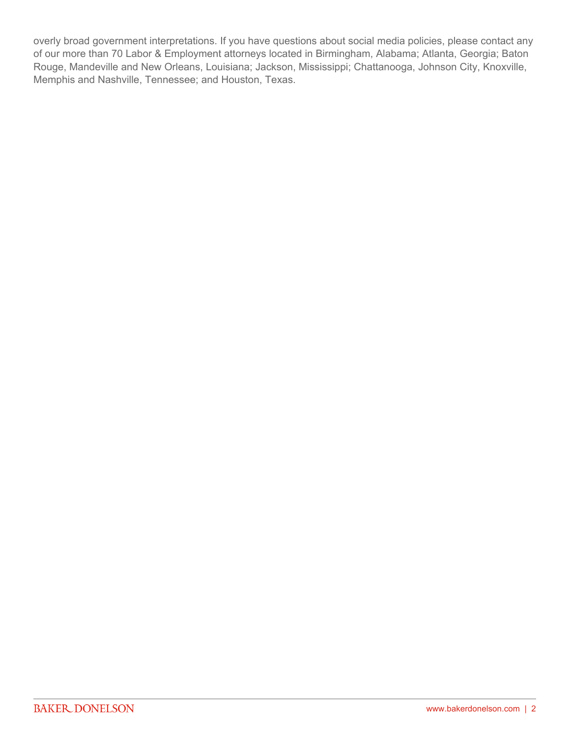overly broad government interpretations. If you have questions about social media policies, please contact any of our more than 70 Labor & Employment attorneys located in Birmingham, Alabama; Atlanta, Georgia; Baton Rouge, Mandeville and New Orleans, Louisiana; Jackson, Mississippi; Chattanooga, Johnson City, Knoxville, Memphis and Nashville, Tennessee; and Houston, Texas.